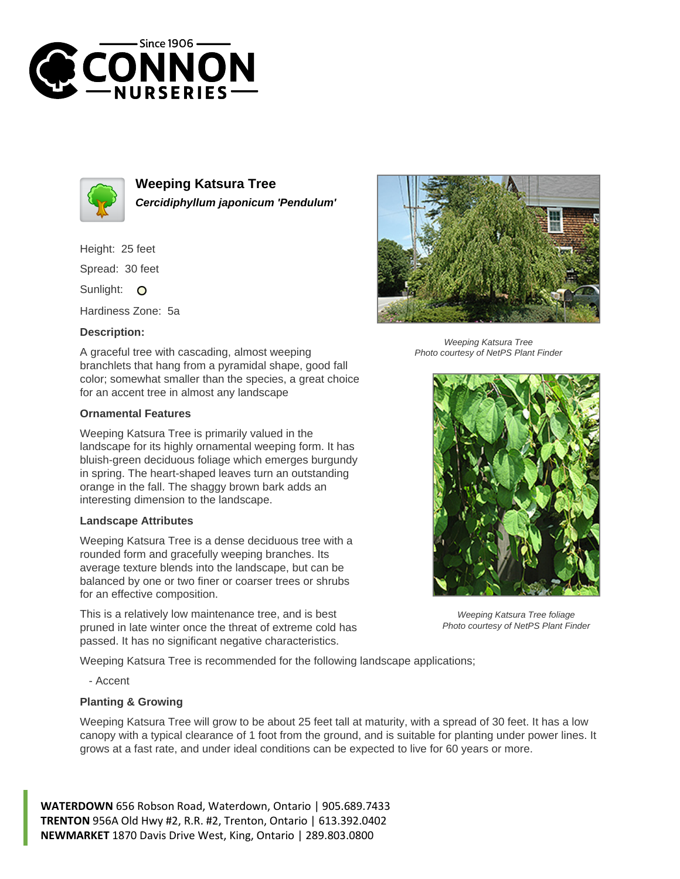# Weeping Katsura Tree

***Cercidiphyllum japonicum 'Pendulum'***

Height: 25 feet

Spread: 30 feet

Sunlight: O

Hardiness Zone: 5a

**Description:**

A graceful tree with cascading, almost weeping branchlets that hang from a pyramidal shape, good fall color; somewhat smaller than the species, a great choice for an accent tree in almost any landscape

### Ornamental Features

Weeping Katsura Tree is primarily valued in the landscape for its highly ornamental weeping form. It has bluish-green deciduous foliage which emerges burgundy in spring. The heart-shaped leaves turn an outstanding orange in the fall. The shaggy brown bark adds an interesting dimension to the landscape.

### Landscape Attributes

Weeping Katsura Tree is a dense deciduous tree with a rounded form and gracefully weeping branches. Its average texture blends into the landscape, but can be balanced by one or two finer or coarser trees or shrubs for an effective composition.

This is a relatively low maintenance tree, and is best pruned in late winter once the threat of extreme cold has passed. It has no significant negative characteristics.

Weeping Katsura Tree is recommended for the following landscape applications;

- Accent

### Planting & Growing

Weeping Katsura Tree will grow to be about 25 feet tall at maturity, with a spread of 30 feet. It has a low canopy with a typical clearance of 1 foot from the ground, and is suitable for planting under power lines. It grows at a fast rate, and under ideal conditions can be expected to live for 60 years or more.

*Weeping Katsura Tree*
*Photo courtesy of NetPS Plant Finder*

*Weeping Katsura Tree foliage*
*Photo courtesy of NetPS Plant Finder*

**WATERDOWN** 656 Robson Road, Waterdown, Ontario | 905.689.7433
**TRENTON** 956A Old Hwy #2, R.R. #2, Trenton, Ontario | 613.392.0402
**NEWMARKET** 1870 Davis Drive West, King, Ontario | 289.803.0800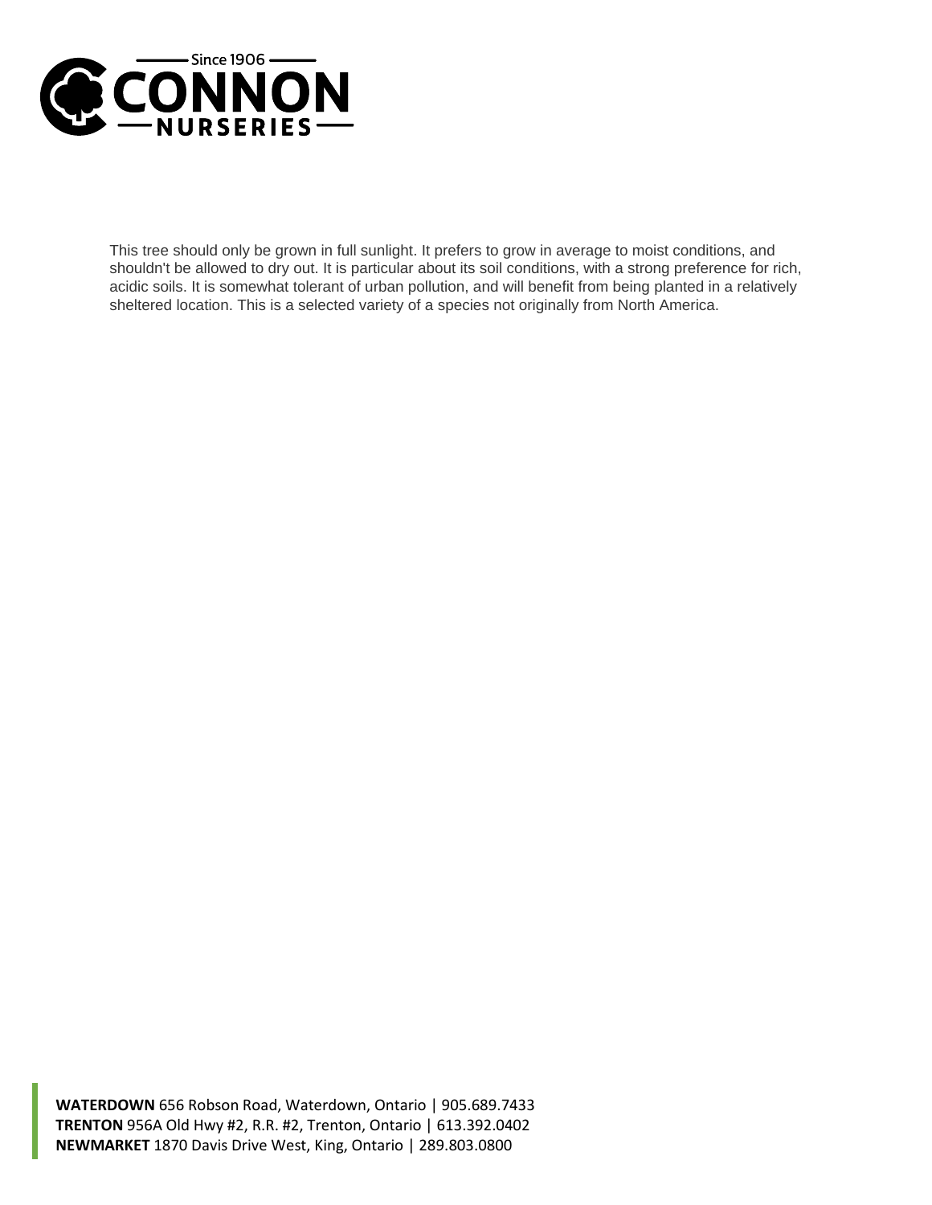This tree should only be grown in full sunlight. It prefers to grow in average to moist conditions, and shouldn't be allowed to dry out. It is particular about its soil conditions, with a strong preference for rich, acidic soils. It is somewhat tolerant of urban pollution, and will benefit from being planted in a relatively sheltered location. This is a selected variety of a species not originally from North America.